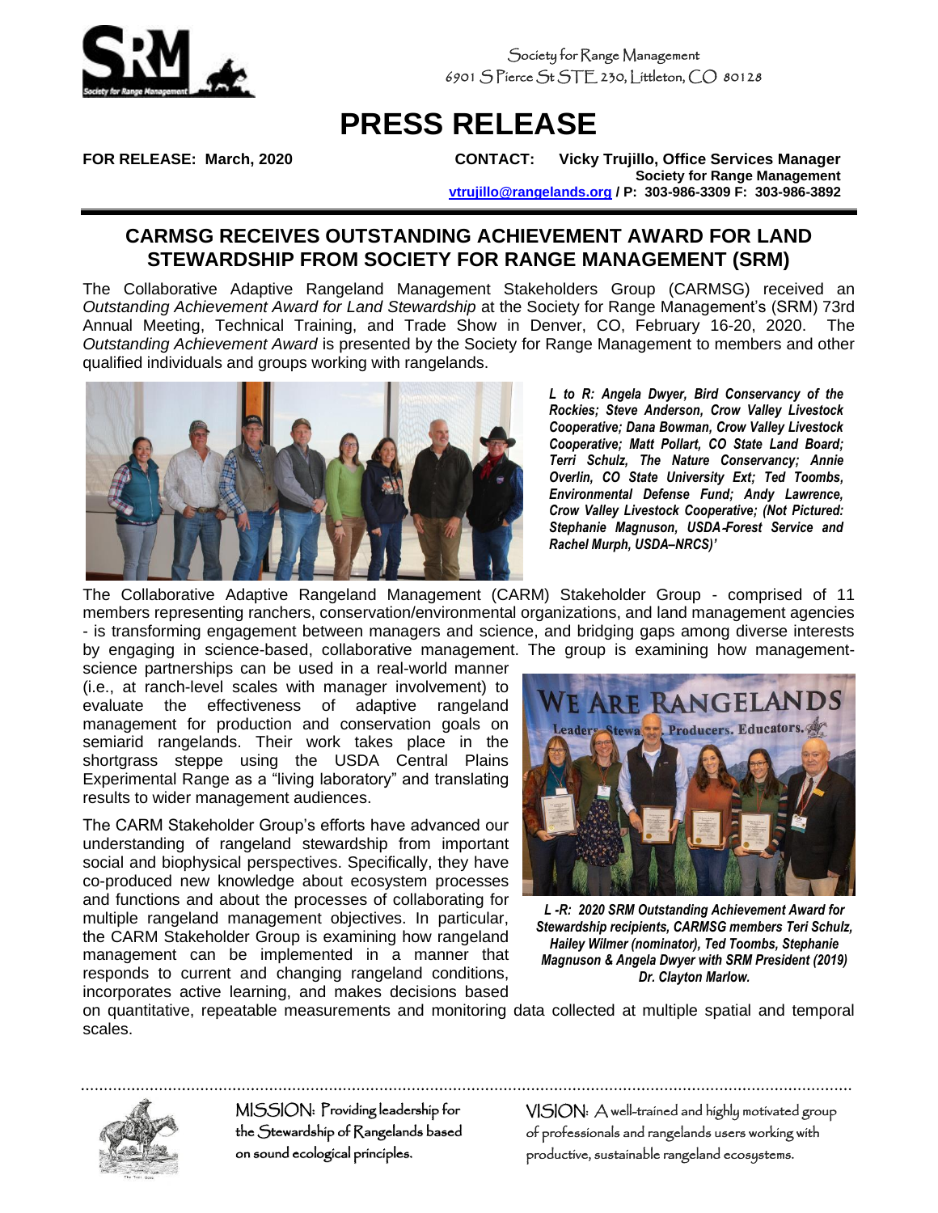Society for Range Management
6901 S Pierce St STE 230, Littleton, CO 80128

# PRESS RELEASE

**FOR RELEASE: March, 2020**

**CONTACT: Vicky Trujillo, Office Services Manager**
**Society for Range Management**
**vtrujillo@rangelands.org / P: 303-986-3309 F: 303-986-3892**

## CARMSG RECEIVES OUTSTANDING ACHIEVEMENT AWARD FOR LAND STEWARDSHIP FROM SOCIETY FOR RANGE MANAGEMENT (SRM)

The Collaborative Adaptive Rangeland Management Stakeholders Group (CARMSG) received an *Outstanding Achievement Award for Land Stewardship* at the Society for Range Management's (SRM) 73rd Annual Meeting, Technical Training, and Trade Show in Denver, CO, February 16-20, 2020. The *Outstanding Achievement Award* is presented by the Society for Range Management to members and other qualified individuals and groups working with rangelands.

***L to R: Angela Dwyer, Bird Conservancy of the Rockies; Steve Anderson, Crow Valley Livestock Cooperative; Dana Bowman, Crow Valley Livestock Cooperative; Matt Pollart, CO State Land Board; Terri Schulz, The Nature Conservancy; Annie Overlin, CO State University Ext; Ted Toombs, Environmental Defense Fund; Andy Lawrence, Crow Valley Livestock Cooperative; (Not Pictured: Stephanie Magnuson, USDA-Forest Service and Rachel Murph, USDA–NRCS)'***

The Collaborative Adaptive Rangeland Management (CARM) Stakeholder Group - comprised of 11 members representing ranchers, conservation/environmental organizations, and land management agencies - is transforming engagement between managers and science, and bridging gaps among diverse interests by engaging in science-based, collaborative management. The group is examining how management-science partnerships can be used in a real-world manner (i.e., at ranch-level scales with manager involvement) to evaluate the effectiveness of adaptive rangeland management for production and conservation goals on semiarid rangelands. Their work takes place in the shortgrass steppe using the USDA Central Plains Experimental Range as a "living laboratory" and translating results to wider management audiences.

The CARM Stakeholder Group's efforts have advanced our understanding of rangeland stewardship from important social and biophysical perspectives. Specifically, they have co-produced new knowledge about ecosystem processes and functions and about the processes of collaborating for multiple rangeland management objectives. In particular, the CARM Stakeholder Group is examining how rangeland management can be implemented in a manner that responds to current and changing rangeland conditions, incorporates active learning, and makes decisions based on quantitative, repeatable measurements and monitoring data collected at multiple spatial and temporal scales.

***L -R: 2020 SRM Outstanding Achievement Award for Stewardship recipients, CARMSG members Teri Schulz, Hailey Wilmer (nominator), Ted Toombs, Stephanie Magnuson & Angela Dwyer with SRM President (2019) Dr. Clayton Marlow.***

MISSION: Providing leadership for the Stewardship of Rangelands based on sound ecological principles.

VISION: A well-trained and highly motivated group of professionals and rangelands users working with productive, sustainable rangeland ecosystems.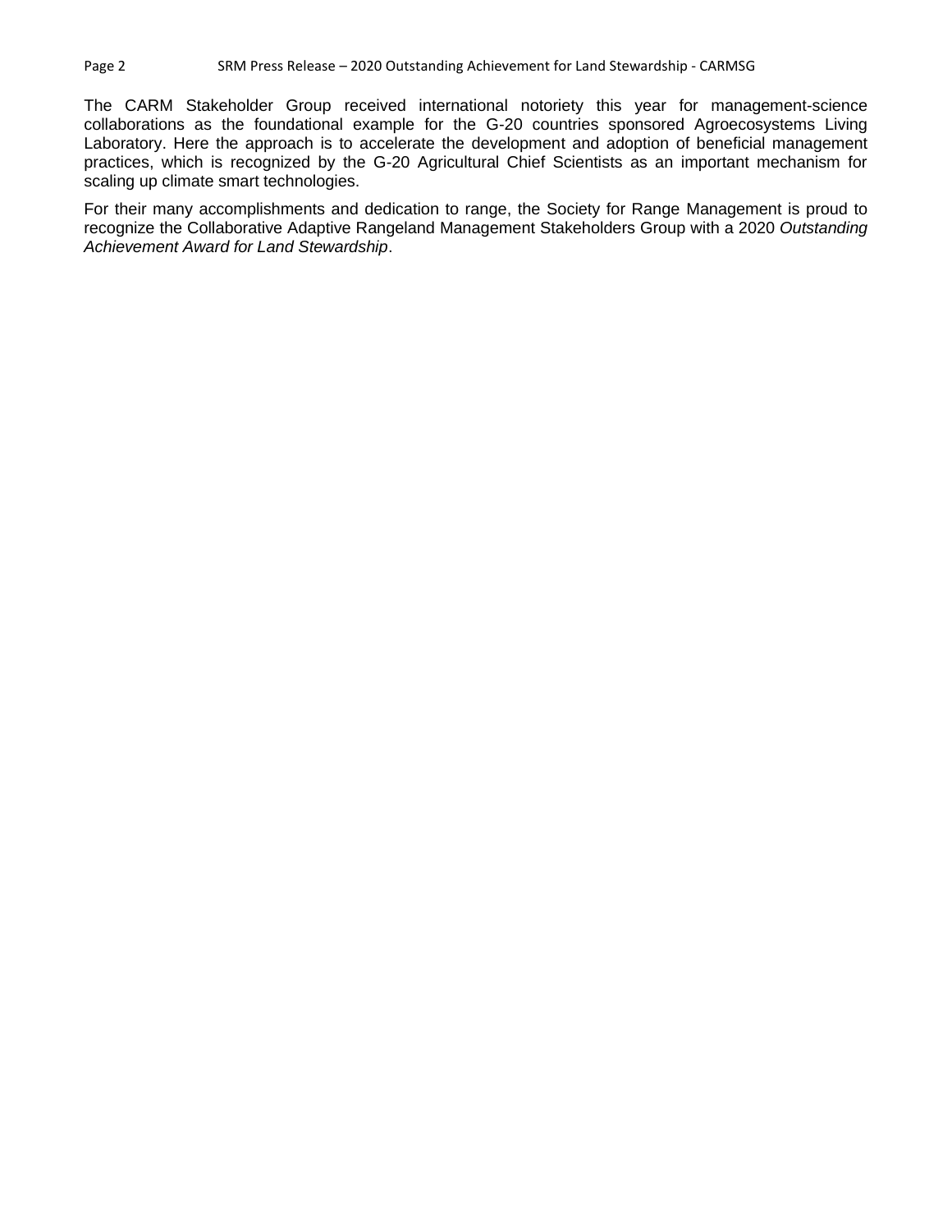The CARM Stakeholder Group received international notoriety this year for management-science collaborations as the foundational example for the G-20 countries sponsored Agroecosystems Living Laboratory. Here the approach is to accelerate the development and adoption of beneficial management practices, which is recognized by the G-20 Agricultural Chief Scientists as an important mechanism for scaling up climate smart technologies.

For their many accomplishments and dedication to range, the Society for Range Management is proud to recognize the Collaborative Adaptive Rangeland Management Stakeholders Group with a 2020 *Outstanding Achievement Award for Land Stewardship*.